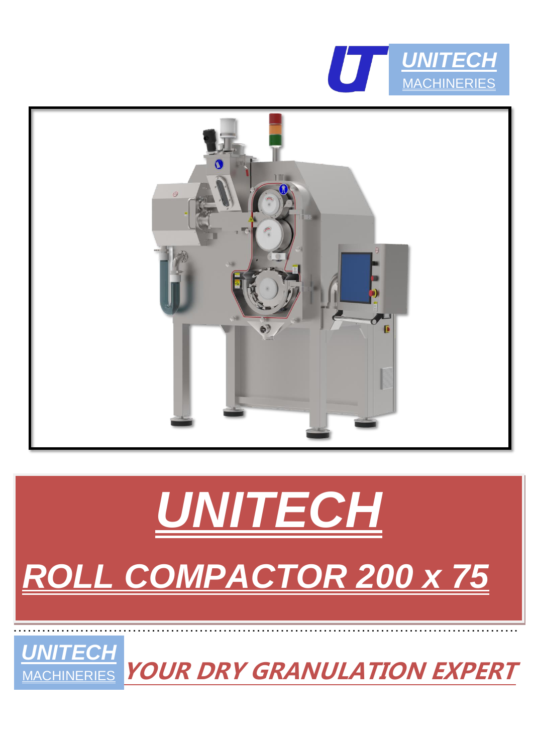UNITECH
MACHINERIES

# UNITECH

## ROLL COMPACTOR 200 x 75

UNITECH
MACHINERIES

***YOUR DRY GRANULATION EXPERT***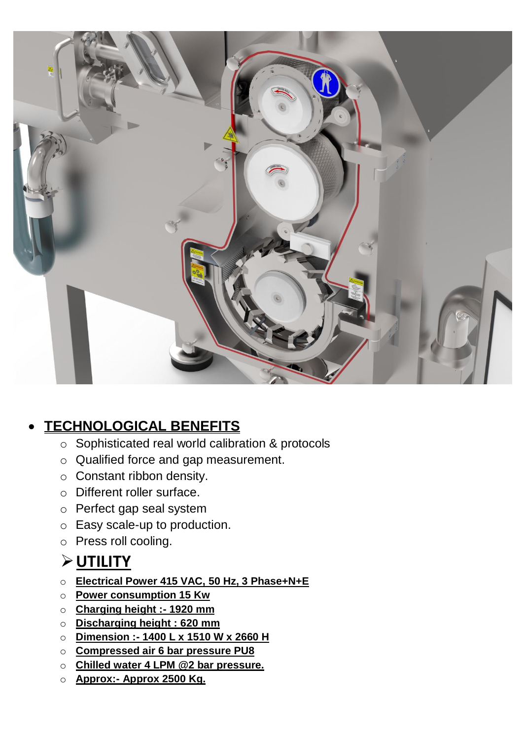- **TECHNOLOGICAL BENEFITS**
  - Sophisticated real world calibration & protocols
  - Qualified force and gap measurement.
  - Constant ribbon density.
  - Different roller surface.
  - Perfect gap seal system
  - Easy scale-up to production.
  - Press roll cooling.

## ➢ UTILITY

- **Electrical Power 415 VAC, 50 Hz, 3 Phase+N+E**
- **Power consumption 15 Kw**
- **Charging height :- 1920 mm**
- **Discharging height : 620 mm**
- **Dimension :- 1400 L x 1510 W x 2660 H**
- **Compressed air 6 bar pressure PU8**
- **Chilled water 4 LPM @2 bar pressure.**
- **Approx:- Approx 2500 Kg.**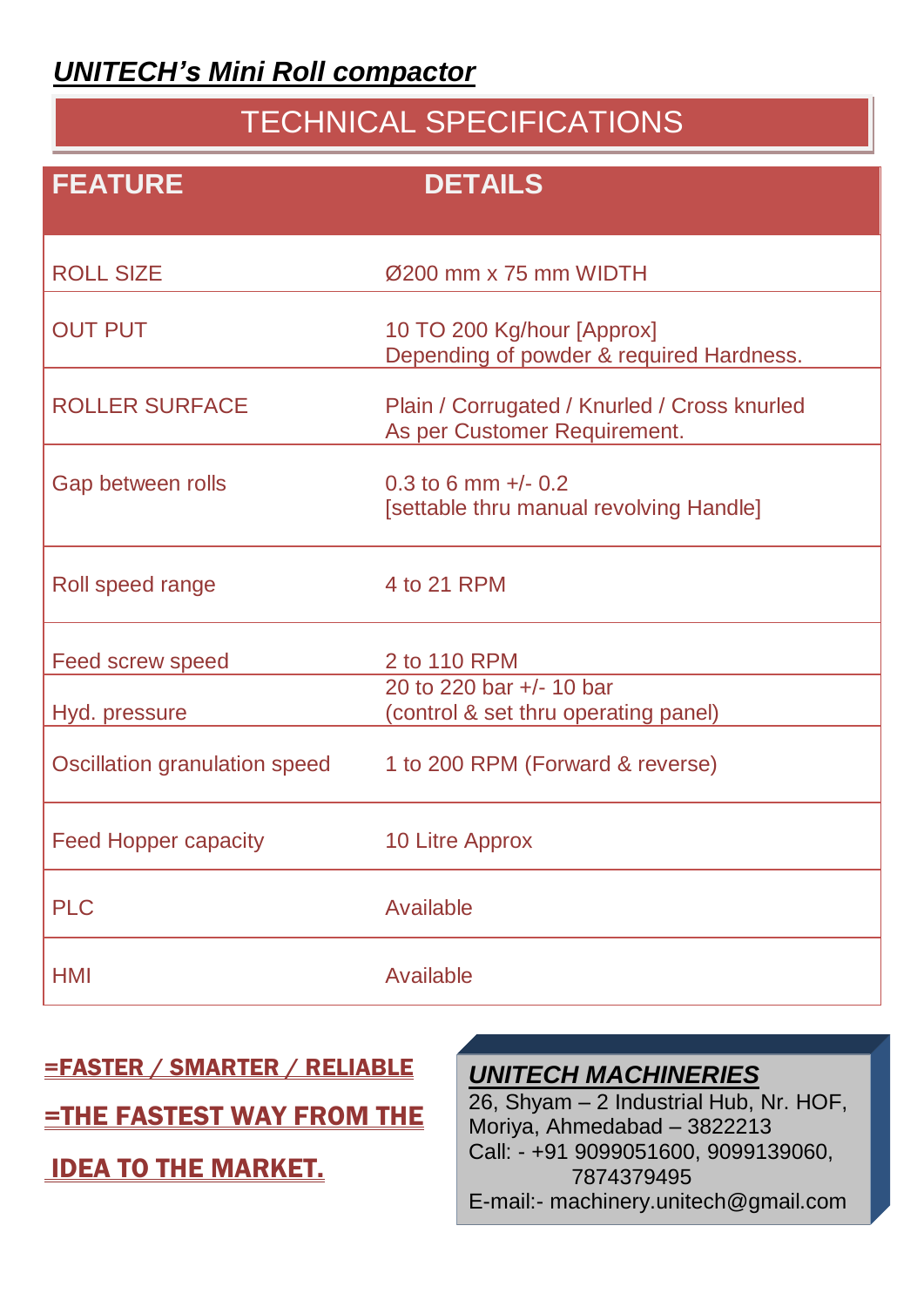***UNITECH's Mini Roll compactor***

## TECHNICAL SPECIFICATIONS

| FEATURE | DETAILS |
|---|---|
| ROLL SIZE | Ø200 mm x 75 mm WIDTH |
| OUT PUT | 10 TO 200 Kg/hour [Approx]<br>Depending of powder & required Hardness. |
| ROLLER SURFACE | Plain / Corrugated / Knurled / Cross knurled<br>As per Customer Requirement. |
| Gap between rolls | 0.3 to 6 mm +/- 0.2<br>[settable thru manual revolving Handle] |
| Roll speed range | 4 to 21 RPM |
| Feed screw speed | 2 to 110 RPM |
| Hyd. pressure | 20 to 220 bar +/- 10 bar<br>(control & set thru operating panel) |
| Oscillation granulation speed | 1 to 200 RPM (Forward & reverse) |
| Feed Hopper capacity | 10 Litre Approx |
| PLC | Available |
| HMI | Available |

**=FASTER / SMARTER / RELIABLE**

**=THE FASTEST WAY FROM THE IDEA TO THE MARKET.**

***UNITECH MACHINERIES***
26, Shyam – 2 Industrial Hub, Nr. HOF, Moriya, Ahmedabad – 3822213
Call: - +91 9099051600, 9099139060, 7874379495
E-mail:- machinery.unitech@gmail.com